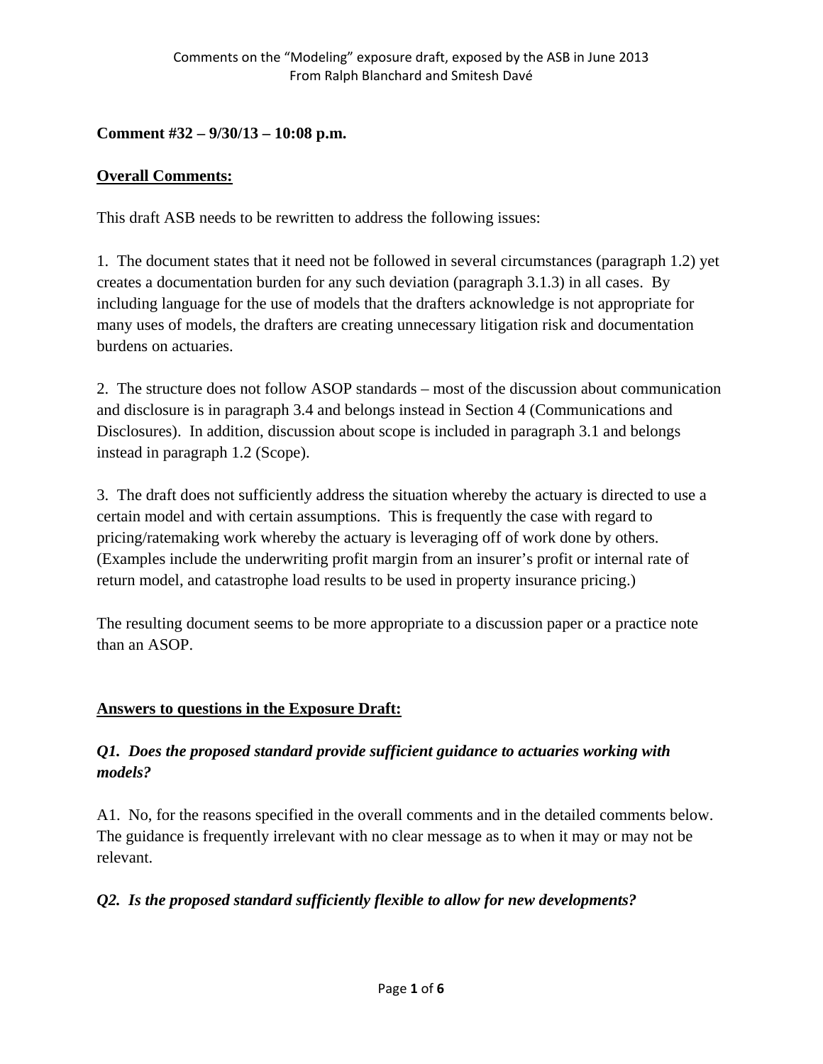Comments on the "Modeling" exposure draft, exposed by the ASB in June 2013
From Ralph Blanchard and Smitesh Davé

**Comment #32 – 9/30/13 – 10:08 p.m.**

**Overall Comments:**

This draft ASB needs to be rewritten to address the following issues:

1. The document states that it need not be followed in several circumstances (paragraph 1.2) yet creates a documentation burden for any such deviation (paragraph 3.1.3) in all cases. By including language for the use of models that the drafters acknowledge is not appropriate for many uses of models, the drafters are creating unnecessary litigation risk and documentation burdens on actuaries.

2. The structure does not follow ASOP standards – most of the discussion about communication and disclosure is in paragraph 3.4 and belongs instead in Section 4 (Communications and Disclosures). In addition, discussion about scope is included in paragraph 3.1 and belongs instead in paragraph 1.2 (Scope).

3. The draft does not sufficiently address the situation whereby the actuary is directed to use a certain model and with certain assumptions. This is frequently the case with regard to pricing/ratemaking work whereby the actuary is leveraging off of work done by others. (Examples include the underwriting profit margin from an insurer's profit or internal rate of return model, and catastrophe load results to be used in property insurance pricing.)

The resulting document seems to be more appropriate to a discussion paper or a practice note than an ASOP.

**Answers to questions in the Exposure Draft:**

***Q1. Does the proposed standard provide sufficient guidance to actuaries working with models?***

A1. No, for the reasons specified in the overall comments and in the detailed comments below. The guidance is frequently irrelevant with no clear message as to when it may or may not be relevant.

***Q2. Is the proposed standard sufficiently flexible to allow for new developments?***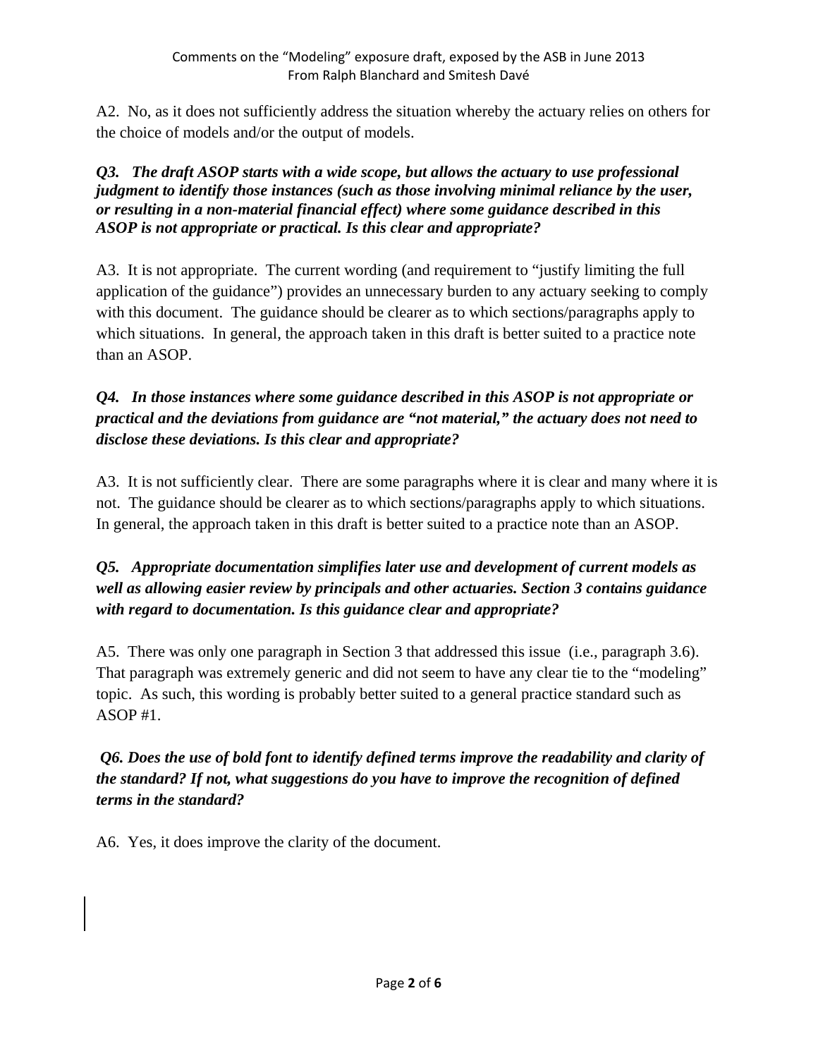A2. No, as it does not sufficiently address the situation whereby the actuary relies on others for the choice of models and/or the output of models.

***Q3. The draft ASOP starts with a wide scope, but allows the actuary to use professional judgment to identify those instances (such as those involving minimal reliance by the user, or resulting in a non-material financial effect) where some guidance described in this ASOP is not appropriate or practical. Is this clear and appropriate?***

A3. It is not appropriate. The current wording (and requirement to "justify limiting the full application of the guidance") provides an unnecessary burden to any actuary seeking to comply with this document. The guidance should be clearer as to which sections/paragraphs apply to which situations. In general, the approach taken in this draft is better suited to a practice note than an ASOP.

***Q4. In those instances where some guidance described in this ASOP is not appropriate or practical and the deviations from guidance are "not material," the actuary does not need to disclose these deviations. Is this clear and appropriate?***

A3. It is not sufficiently clear. There are some paragraphs where it is clear and many where it is not. The guidance should be clearer as to which sections/paragraphs apply to which situations. In general, the approach taken in this draft is better suited to a practice note than an ASOP.

***Q5. Appropriate documentation simplifies later use and development of current models as well as allowing easier review by principals and other actuaries. Section 3 contains guidance with regard to documentation. Is this guidance clear and appropriate?***

A5. There was only one paragraph in Section 3 that addressed this issue (i.e., paragraph 3.6). That paragraph was extremely generic and did not seem to have any clear tie to the "modeling" topic. As such, this wording is probably better suited to a general practice standard such as ASOP #1.

***Q6. Does the use of bold font to identify defined terms improve the readability and clarity of the standard? If not, what suggestions do you have to improve the recognition of defined terms in the standard?***

A6. Yes, it does improve the clarity of the document.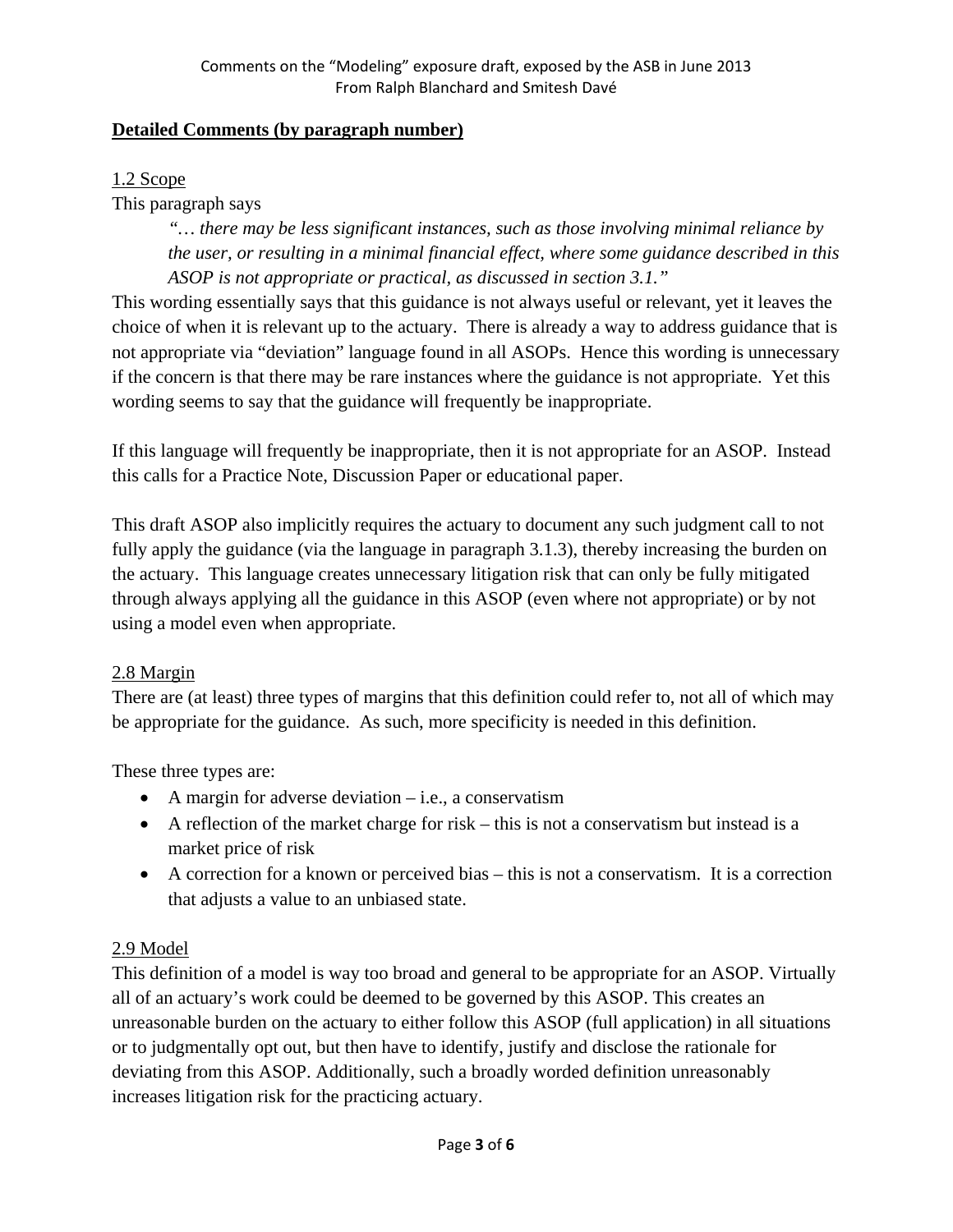Comments on the "Modeling" exposure draft, exposed by the ASB in June 2013
From Ralph Blanchard and Smitesh Davé

**Detailed Comments (by paragraph number)**

1.2 Scope

This paragraph says

> *"… there may be less significant instances, such as those involving minimal reliance by the user, or resulting in a minimal financial effect, where some guidance described in this ASOP is not appropriate or practical, as discussed in section 3.1."*

This wording essentially says that this guidance is not always useful or relevant, yet it leaves the choice of when it is relevant up to the actuary. There is already a way to address guidance that is not appropriate via "deviation" language found in all ASOPs. Hence this wording is unnecessary if the concern is that there may be rare instances where the guidance is not appropriate. Yet this wording seems to say that the guidance will frequently be inappropriate.

If this language will frequently be inappropriate, then it is not appropriate for an ASOP. Instead this calls for a Practice Note, Discussion Paper or educational paper.

This draft ASOP also implicitly requires the actuary to document any such judgment call to not fully apply the guidance (via the language in paragraph 3.1.3), thereby increasing the burden on the actuary. This language creates unnecessary litigation risk that can only be fully mitigated through always applying all the guidance in this ASOP (even where not appropriate) or by not using a model even when appropriate.

2.8 Margin

There are (at least) three types of margins that this definition could refer to, not all of which may be appropriate for the guidance. As such, more specificity is needed in this definition.

These three types are:

- A margin for adverse deviation – i.e., a conservatism
- A reflection of the market charge for risk – this is not a conservatism but instead is a market price of risk
- A correction for a known or perceived bias – this is not a conservatism. It is a correction that adjusts a value to an unbiased state.

2.9 Model

This definition of a model is way too broad and general to be appropriate for an ASOP. Virtually all of an actuary's work could be deemed to be governed by this ASOP. This creates an unreasonable burden on the actuary to either follow this ASOP (full application) in all situations or to judgmentally opt out, but then have to identify, justify and disclose the rationale for deviating from this ASOP. Additionally, such a broadly worded definition unreasonably increases litigation risk for the practicing actuary.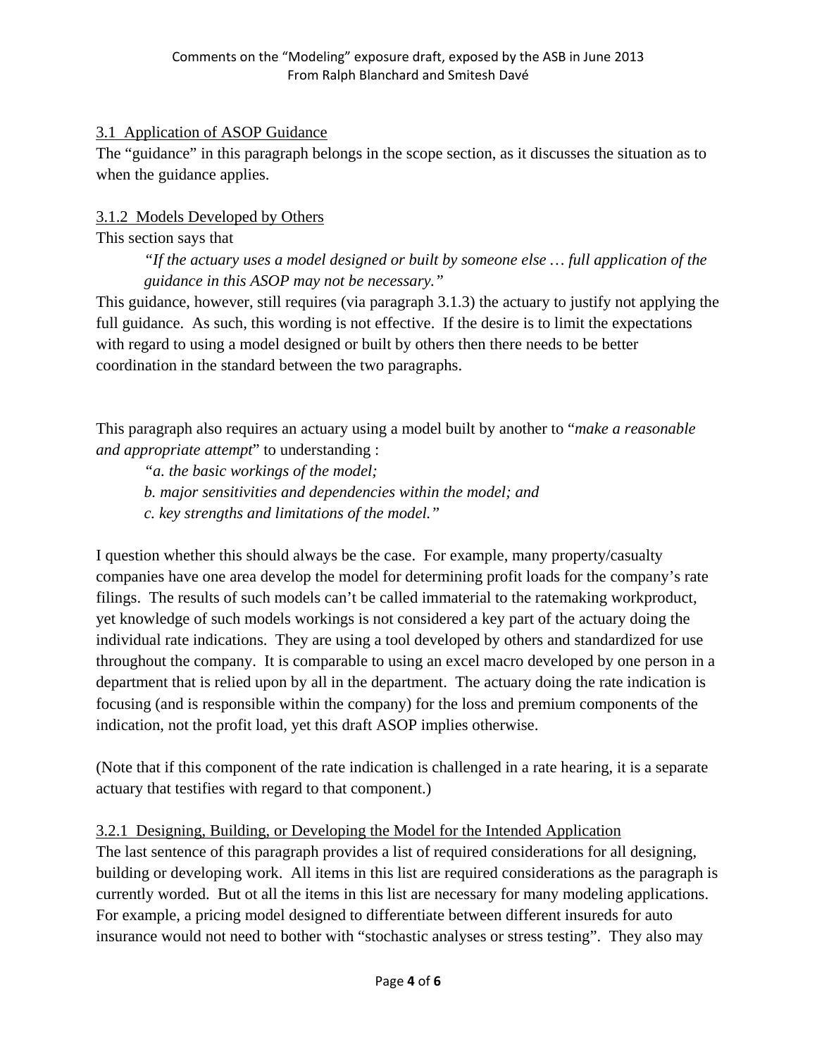### 3.1 Application of ASOP Guidance

The "guidance" in this paragraph belongs in the scope section, as it discusses the situation as to when the guidance applies.

### 3.1.2 Models Developed by Others

This section says that

> *"If the actuary uses a model designed or built by someone else … full application of the guidance in this ASOP may not be necessary."*

This guidance, however, still requires (via paragraph 3.1.3) the actuary to justify not applying the full guidance. As such, this wording is not effective. If the desire is to limit the expectations with regard to using a model designed or built by others then there needs to be better coordination in the standard between the two paragraphs.

This paragraph also requires an actuary using a model built by another to "*make a reasonable and appropriate attempt*" to understanding :

> *"a. the basic workings of the model;*
> *b. major sensitivities and dependencies within the model; and*
> *c. key strengths and limitations of the model."*

I question whether this should always be the case. For example, many property/casualty companies have one area develop the model for determining profit loads for the company's rate filings. The results of such models can't be called immaterial to the ratemaking workproduct, yet knowledge of such models workings is not considered a key part of the actuary doing the individual rate indications. They are using a tool developed by others and standardized for use throughout the company. It is comparable to using an excel macro developed by one person in a department that is relied upon by all in the department. The actuary doing the rate indication is focusing (and is responsible within the company) for the loss and premium components of the indication, not the profit load, yet this draft ASOP implies otherwise.

(Note that if this component of the rate indication is challenged in a rate hearing, it is a separate actuary that testifies with regard to that component.)

### 3.2.1 Designing, Building, or Developing the Model for the Intended Application

The last sentence of this paragraph provides a list of required considerations for all designing, building or developing work. All items in this list are required considerations as the paragraph is currently worded. But ot all the items in this list are necessary for many modeling applications. For example, a pricing model designed to differentiate between different insureds for auto insurance would not need to bother with "stochastic analyses or stress testing". They also may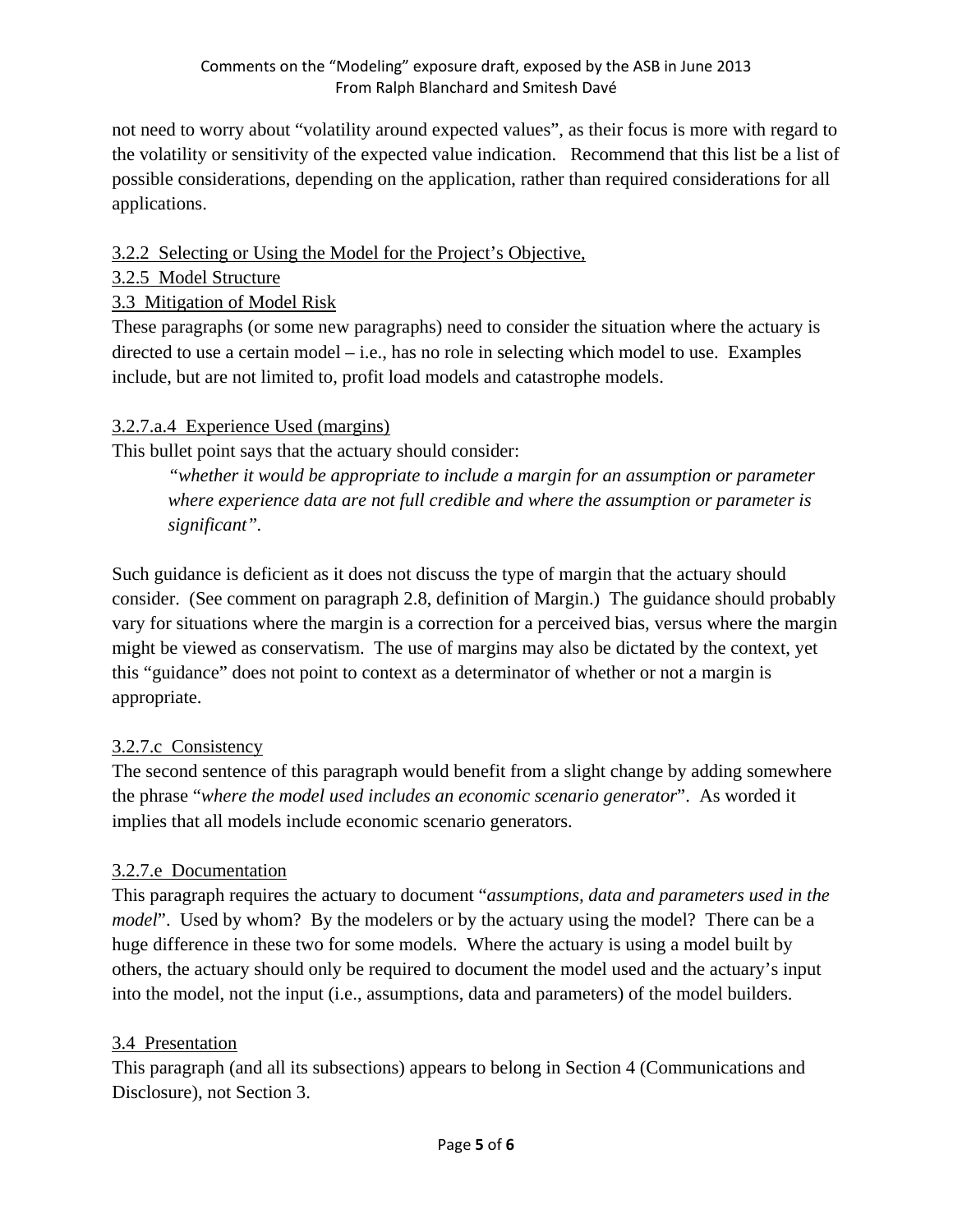not need to worry about "volatility around expected values", as their focus is more with regard to the volatility or sensitivity of the expected value indication. Recommend that this list be a list of possible considerations, depending on the application, rather than required considerations for all applications.

3.2.2 Selecting or Using the Model for the Project's Objective,

3.2.5 Model Structure

3.3 Mitigation of Model Risk

These paragraphs (or some new paragraphs) need to consider the situation where the actuary is directed to use a certain model – i.e., has no role in selecting which model to use. Examples include, but are not limited to, profit load models and catastrophe models.

3.2.7.a.4 Experience Used (margins)

This bullet point says that the actuary should consider:

> *"whether it would be appropriate to include a margin for an assumption or parameter where experience data are not full credible and where the assumption or parameter is significant"*.

Such guidance is deficient as it does not discuss the type of margin that the actuary should consider. (See comment on paragraph 2.8, definition of Margin.) The guidance should probably vary for situations where the margin is a correction for a perceived bias, versus where the margin might be viewed as conservatism. The use of margins may also be dictated by the context, yet this "guidance" does not point to context as a determinator of whether or not a margin is appropriate.

3.2.7.c Consistency

The second sentence of this paragraph would benefit from a slight change by adding somewhere the phrase "*where the model used includes an economic scenario generator*". As worded it implies that all models include economic scenario generators.

3.2.7.e Documentation

This paragraph requires the actuary to document "*assumptions, data and parameters used in the model*". Used by whom? By the modelers or by the actuary using the model? There can be a huge difference in these two for some models. Where the actuary is using a model built by others, the actuary should only be required to document the model used and the actuary's input into the model, not the input (i.e., assumptions, data and parameters) of the model builders.

3.4 Presentation

This paragraph (and all its subsections) appears to belong in Section 4 (Communications and Disclosure), not Section 3.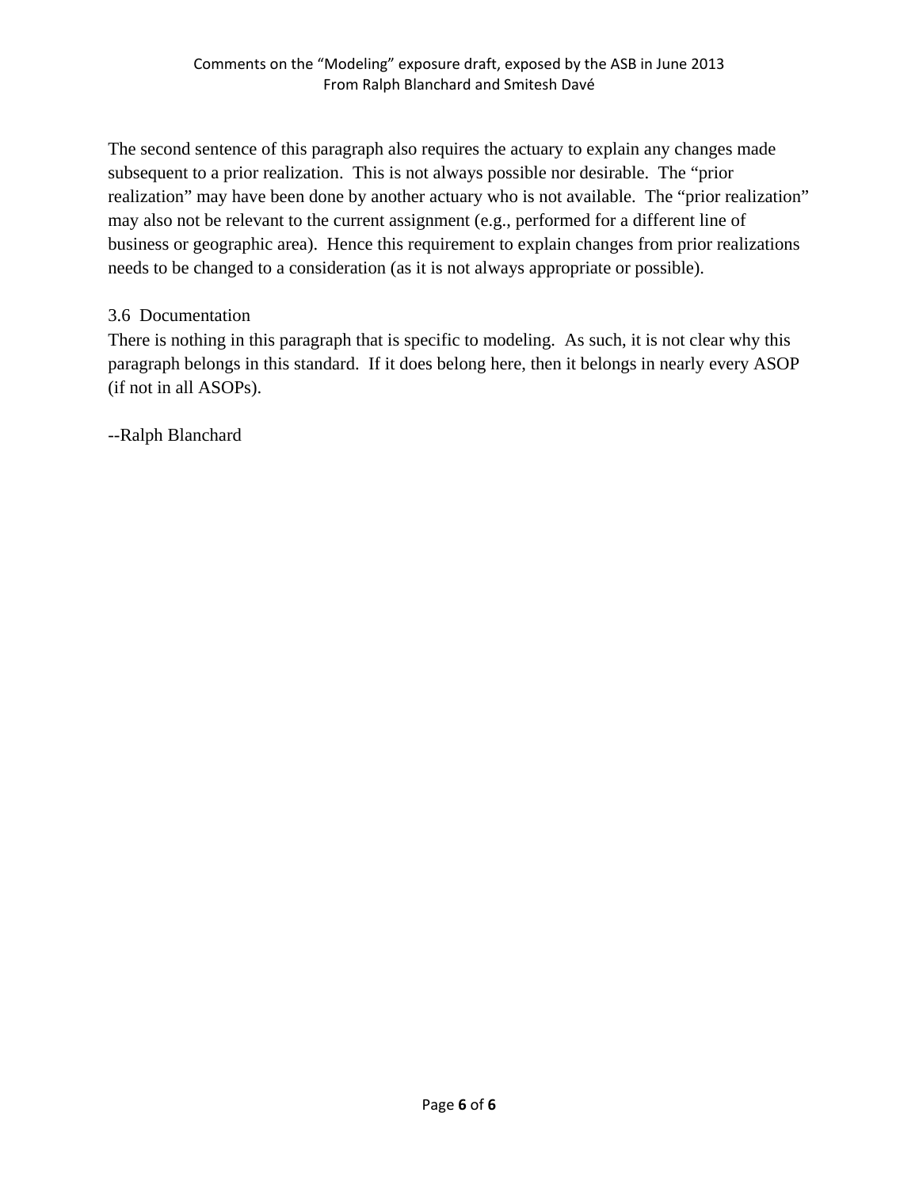The second sentence of this paragraph also requires the actuary to explain any changes made subsequent to a prior realization. This is not always possible nor desirable. The "prior realization" may have been done by another actuary who is not available. The "prior realization" may also not be relevant to the current assignment (e.g., performed for a different line of business or geographic area). Hence this requirement to explain changes from prior realizations needs to be changed to a consideration (as it is not always appropriate or possible).

3.6 Documentation

There is nothing in this paragraph that is specific to modeling. As such, it is not clear why this paragraph belongs in this standard. If it does belong here, then it belongs in nearly every ASOP (if not in all ASOPs).

--Ralph Blanchard